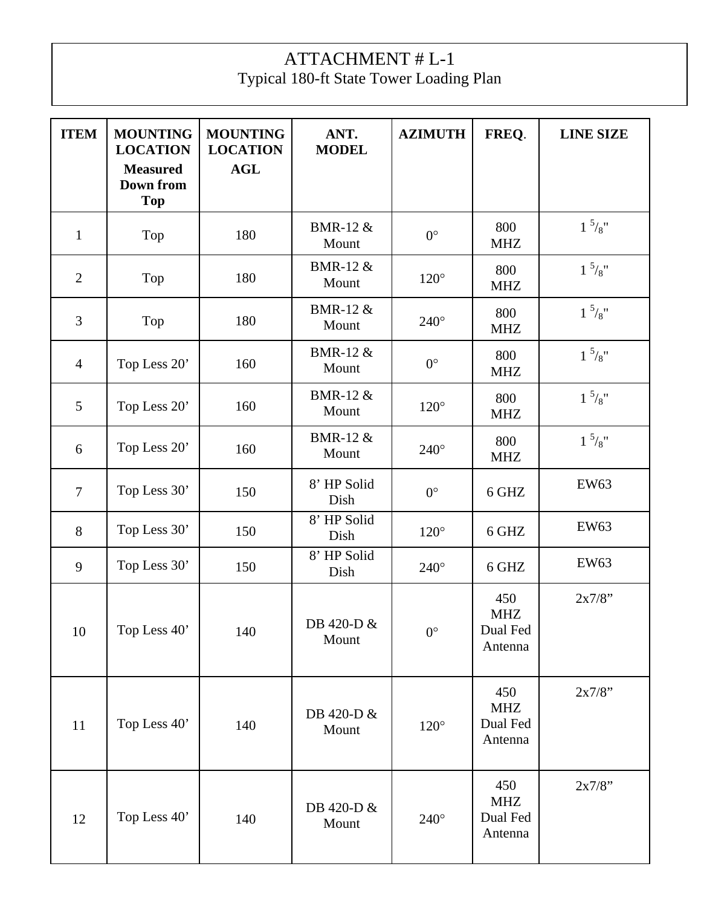# ATTACHMENT # L-1

## Typical 180-ft State Tower Loading Plan

| ITEM | MOUNTING LOCATION Measured Down from Top | MOUNTING LOCATION AGL | ANT. MODEL | AZIMUTH | FREQ. | LINE SIZE |
|---|---|---|---|---|---|---|
| 1 | Top | 180 | BMR-12 & Mount | 0° | 800 MHZ | 1 $^{5}/_{8}$" |
| 2 | Top | 180 | BMR-12 & Mount | 120° | 800 MHZ | 1 $^{5}/_{8}$" |
| 3 | Top | 180 | BMR-12 & Mount | 240° | 800 MHZ | 1 $^{5}/_{8}$" |
| 4 | Top Less 20' | 160 | BMR-12 & Mount | 0° | 800 MHZ | 1 $^{5}/_{8}$" |
| 5 | Top Less 20' | 160 | BMR-12 & Mount | 120° | 800 MHZ | 1 $^{5}/_{8}$" |
| 6 | Top Less 20' | 160 | BMR-12 & Mount | 240° | 800 MHZ | 1 $^{5}/_{8}$" |
| 7 | Top Less 30' | 150 | 8' HP Solid Dish | 0° | 6 GHZ | EW63 |
| 8 | Top Less 30' | 150 | 8' HP Solid Dish | 120° | 6 GHZ | EW63 |
| 9 | Top Less 30' | 150 | 8' HP Solid Dish | 240° | 6 GHZ | EW63 |
| 10 | Top Less 40' | 140 | DB 420-D & Mount | 0° | 450 MHZ Dual Fed Antenna | 2x7/8" |
| 11 | Top Less 40' | 140 | DB 420-D & Mount | 120° | 450 MHZ Dual Fed Antenna | 2x7/8" |
| 12 | Top Less 40' | 140 | DB 420-D & Mount | 240° | 450 MHZ Dual Fed Antenna | 2x7/8" |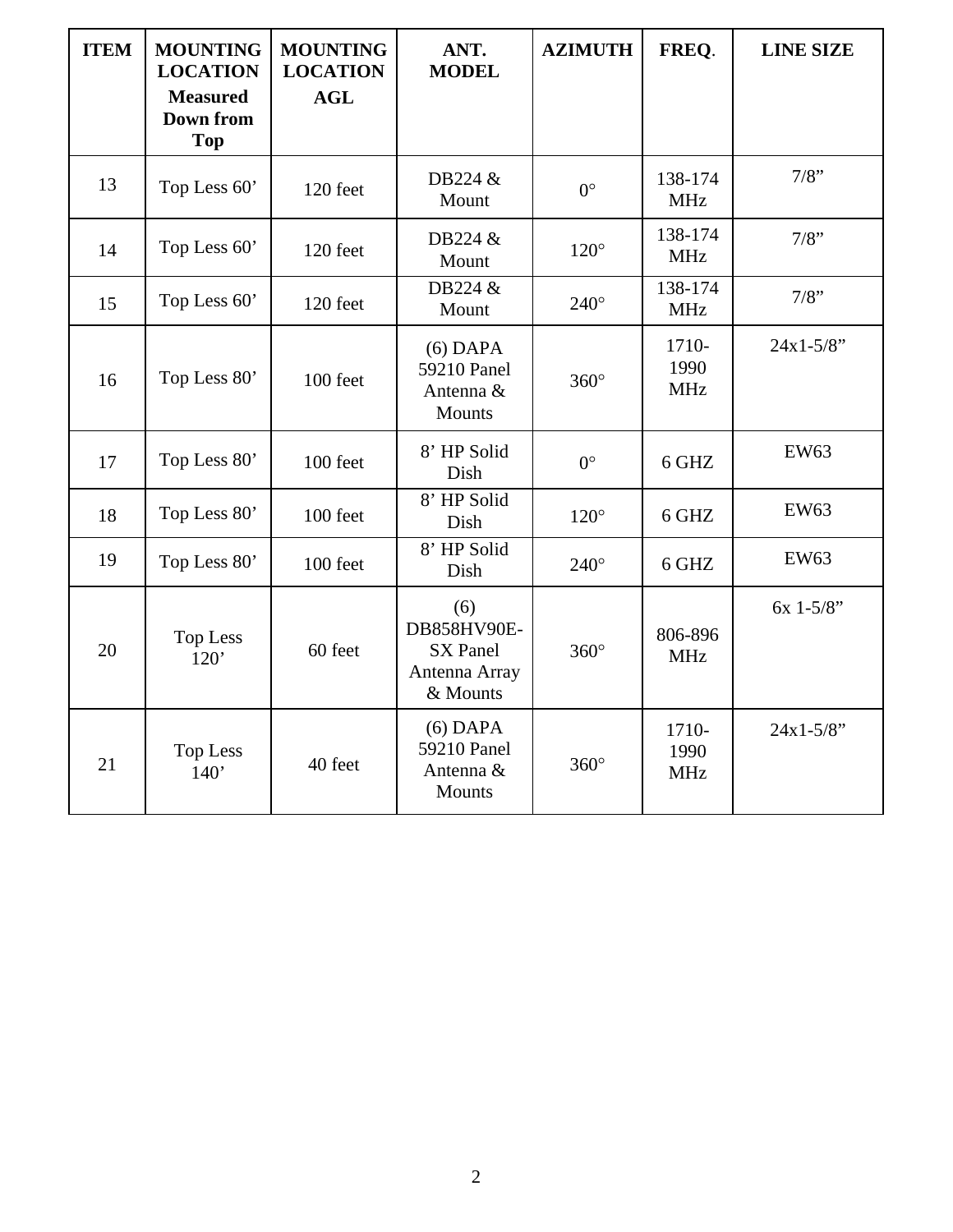| ITEM | MOUNTING LOCATION Measured Down from Top | MOUNTING LOCATION AGL | ANT. MODEL | AZIMUTH | FREQ. | LINE SIZE |
|---|---|---|---|---|---|---|
| 13 | Top Less 60’ | 120 feet | DB224 & Mount | 0° | 138-174 MHz | 7/8” |
| 14 | Top Less 60’ | 120 feet | DB224 & Mount | 120° | 138-174 MHz | 7/8” |
| 15 | Top Less 60’ | 120 feet | DB224 & Mount | 240° | 138-174 MHz | 7/8” |
| 16 | Top Less 80’ | 100 feet | (6) DAPA 59210 Panel Antenna & Mounts | 360° | 1710-1990 MHz | 24x1-5/8” |
| 17 | Top Less 80’ | 100 feet | 8’ HP Solid Dish | 0° | 6 GHZ | EW63 |
| 18 | Top Less 80’ | 100 feet | 8’ HP Solid Dish | 120° | 6 GHZ | EW63 |
| 19 | Top Less 80’ | 100 feet | 8’ HP Solid Dish | 240° | 6 GHZ | EW63 |
| 20 | Top Less 120’ | 60 feet | (6) DB858HV90E-SX Panel Antenna Array & Mounts | 360° | 806-896 MHz | 6x 1-5/8” |
| 21 | Top Less 140’ | 40 feet | (6) DAPA 59210 Panel Antenna & Mounts | 360° | 1710-1990 MHz | 24x1-5/8” |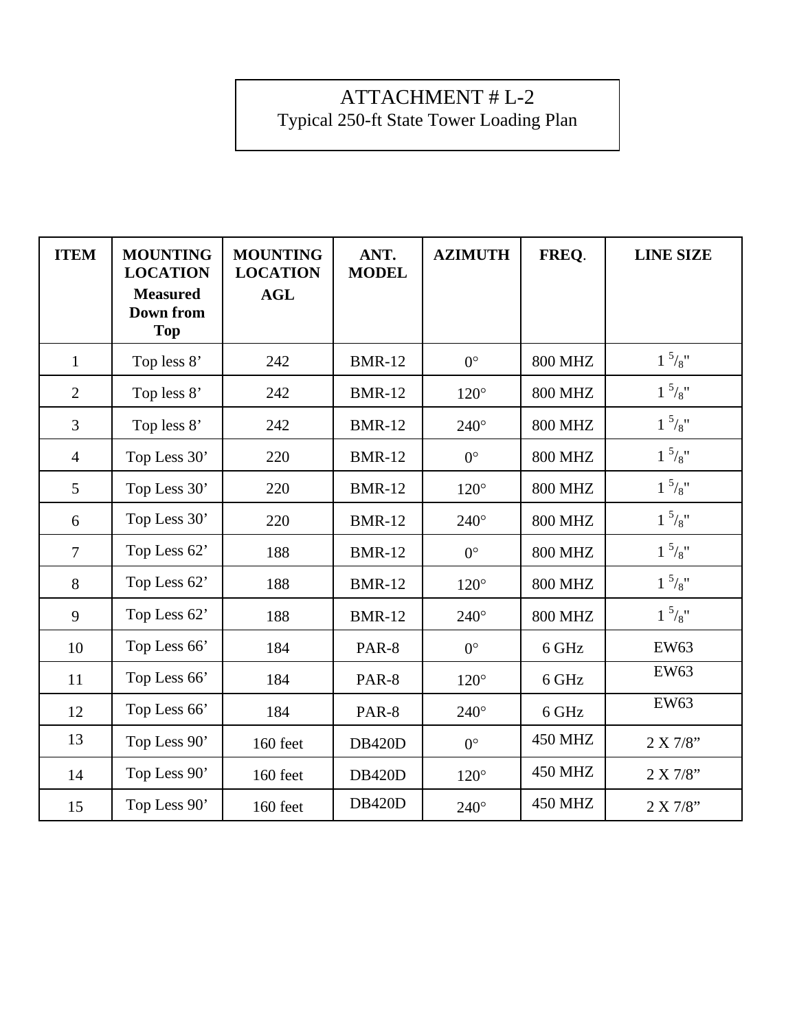ATTACHMENT # L-2

Typical 250-ft State Tower Loading Plan

| ITEM | MOUNTING LOCATION Measured Down from Top | MOUNTING LOCATION AGL | ANT. MODEL | AZIMUTH | FREQ. | LINE SIZE |
|---|---|---|---|---|---|---|
| 1 | Top less 8’ | 242 | BMR-12 | 0° | 800 MHZ | 1 $^{5}/_{8}$" |
| 2 | Top less 8’ | 242 | BMR-12 | 120° | 800 MHZ | 1 $^{5}/_{8}$" |
| 3 | Top less 8’ | 242 | BMR-12 | 240° | 800 MHZ | 1 $^{5}/_{8}$" |
| 4 | Top Less 30’ | 220 | BMR-12 | 0° | 800 MHZ | 1 $^{5}/_{8}$" |
| 5 | Top Less 30’ | 220 | BMR-12 | 120° | 800 MHZ | 1 $^{5}/_{8}$" |
| 6 | Top Less 30’ | 220 | BMR-12 | 240° | 800 MHZ | 1 $^{5}/_{8}$" |
| 7 | Top Less 62’ | 188 | BMR-12 | 0° | 800 MHZ | 1 $^{5}/_{8}$" |
| 8 | Top Less 62’ | 188 | BMR-12 | 120° | 800 MHZ | 1 $^{5}/_{8}$" |
| 9 | Top Less 62’ | 188 | BMR-12 | 240° | 800 MHZ | 1 $^{5}/_{8}$" |
| 10 | Top Less 66’ | 184 | PAR-8 | 0° | 6 GHz | EW63 |
| 11 | Top Less 66’ | 184 | PAR-8 | 120° | 6 GHz | EW63 |
| 12 | Top Less 66’ | 184 | PAR-8 | 240° | 6 GHz | EW63 |
| 13 | Top Less 90’ | 160 feet | DB420D | 0° | 450 MHZ | 2 X 7/8” |
| 14 | Top Less 90’ | 160 feet | DB420D | 120° | 450 MHZ | 2 X 7/8” |
| 15 | Top Less 90’ | 160 feet | DB420D | 240° | 450 MHZ | 2 X 7/8” |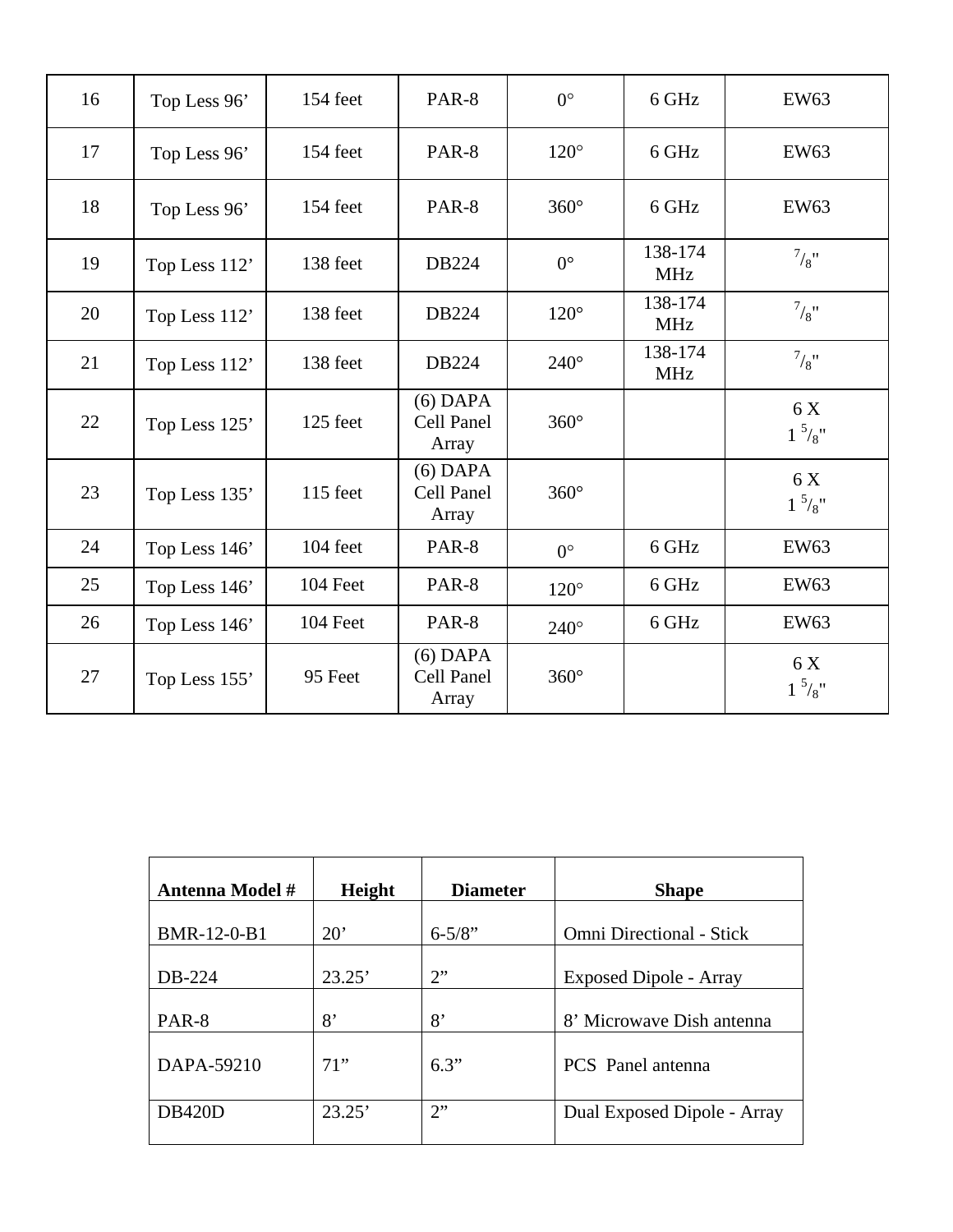| 16 | Top Less 96’ | 154 feet | PAR-8 | 0° | 6 GHz | EW63 |
|---|---|---|---|---|---|---|
| 17 | Top Less 96’ | 154 feet | PAR-8 | 120° | 6 GHz | EW63 |
| 18 | Top Less 96’ | 154 feet | PAR-8 | 360° | 6 GHz | EW63 |
| 19 | Top Less 112’ | 138 feet | DB224 | 0° | 138-174 MHz | 7/8" |
| 20 | Top Less 112’ | 138 feet | DB224 | 120° | 138-174 MHz | 7/8" |
| 21 | Top Less 112’ | 138 feet | DB224 | 240° | 138-174 MHz | 7/8" |
| 22 | Top Less 125’ | 125 feet | (6) DAPA Cell Panel Array | 360° | | 6 X 1 5/8" |
| 23 | Top Less 135’ | 115 feet | (6) DAPA Cell Panel Array | 360° | | 6 X 1 5/8" |
| 24 | Top Less 146’ | 104 feet | PAR-8 | 0° | 6 GHz | EW63 |
| 25 | Top Less 146’ | 104 Feet | PAR-8 | 120° | 6 GHz | EW63 |
| 26 | Top Less 146’ | 104 Feet | PAR-8 | 240° | 6 GHz | EW63 |
| 27 | Top Less 155’ | 95 Feet | (6) DAPA Cell Panel Array | 360° | | 6 X 1 5/8" |

| **Antenna Model #** | **Height** | **Diameter** | **Shape** |
|---|---|---|---|
| BMR-12-0-B1 | 20’ | 6-5/8” | Omni Directional - Stick |
| DB-224 | 23.25’ | 2” | Exposed Dipole - Array |
| PAR-8 | 8’ | 8’ | 8’ Microwave Dish antenna |
| DAPA-59210 | 71” | 6.3” | PCS Panel antenna |
| DB420D | 23.25’ | 2” | Dual Exposed Dipole - Array |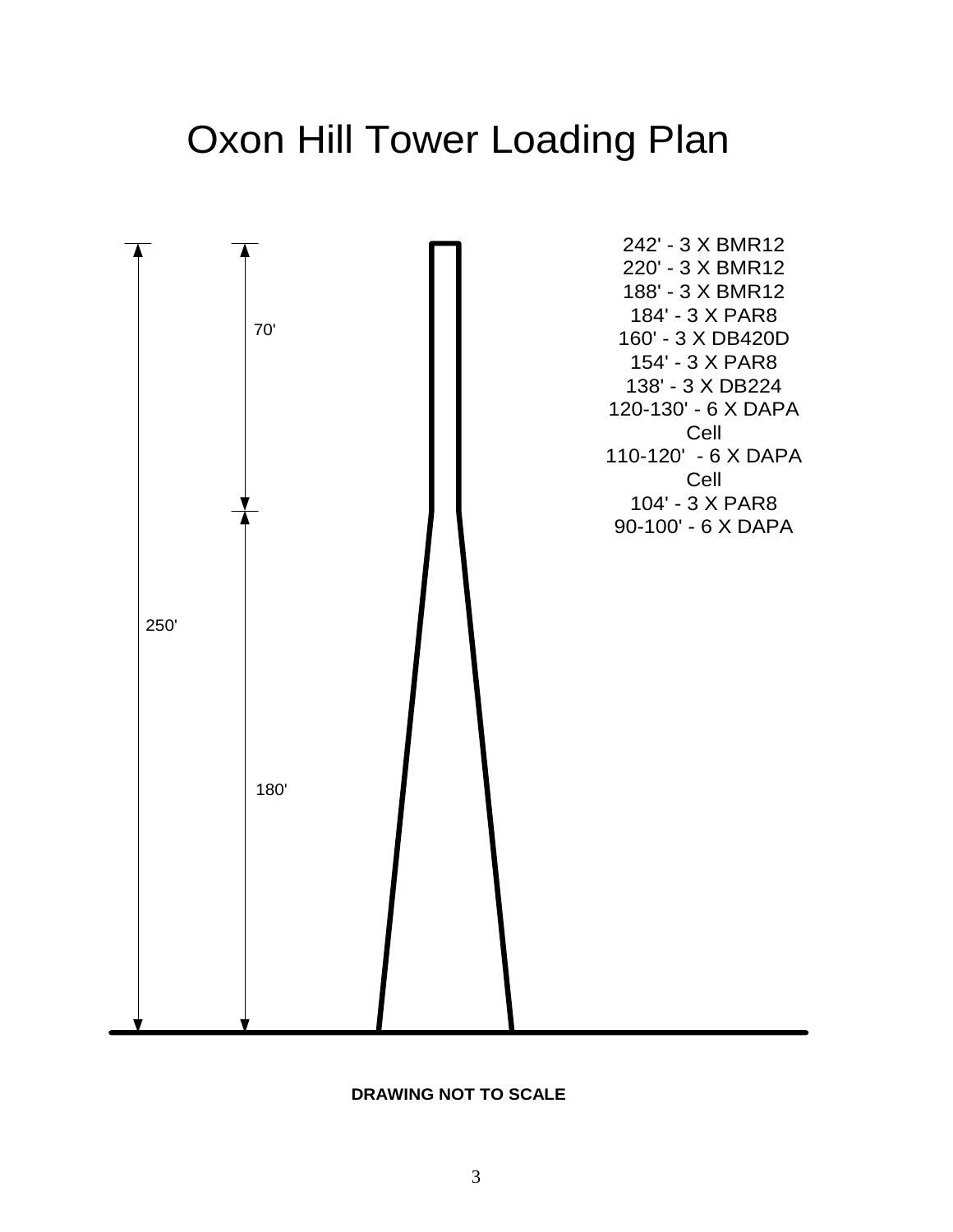# Oxon Hill Tower Loading Plan

70'

250'

180'

242' - 3 X BMR12
220' - 3 X BMR12
188' - 3 X BMR12
184' - 3 X PAR8
160' - 3 X DB420D
154' - 3 X PAR8
138' - 3 X DB224
120-130' - 6 X DAPA Cell
110-120' - 6 X DAPA Cell
104' - 3 X PAR8
90-100' - 6 X DAPA

**DRAWING NOT TO SCALE**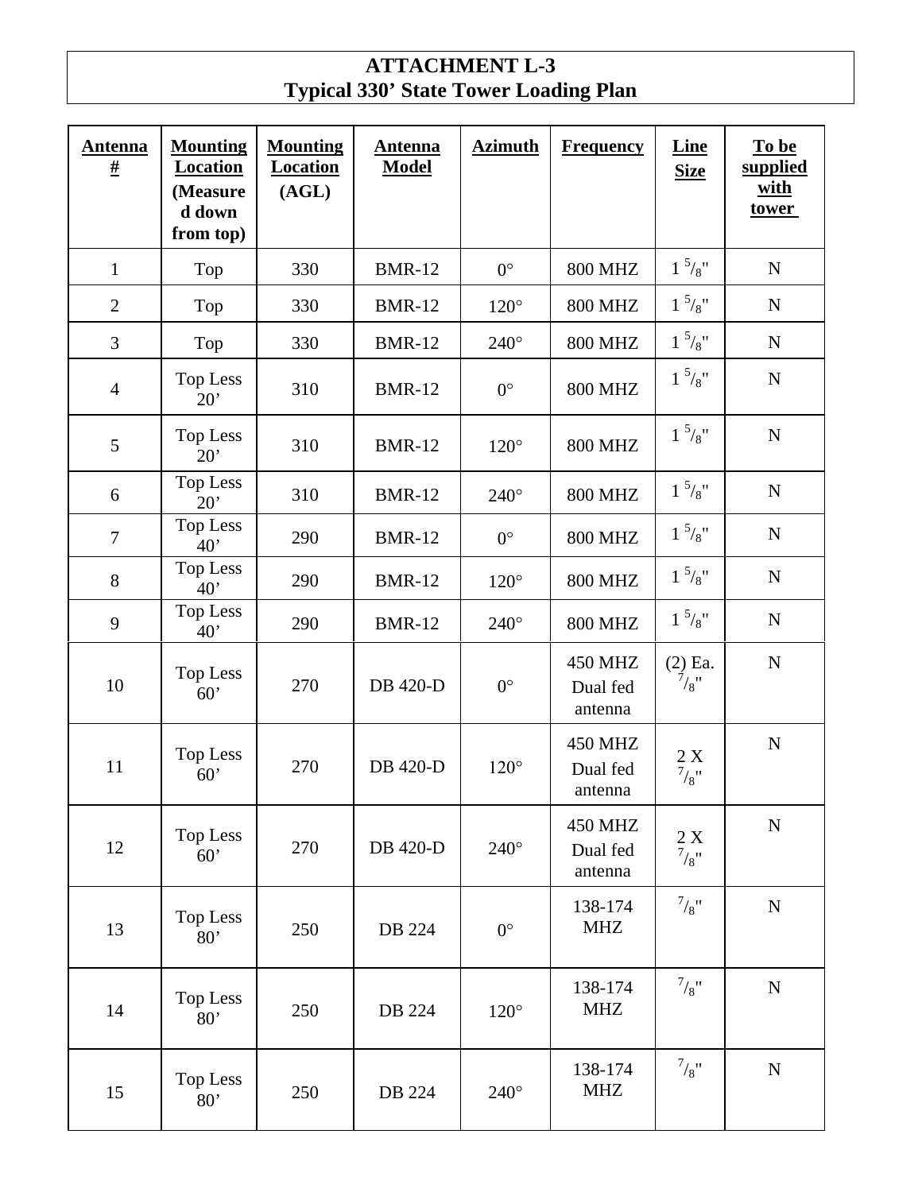# ATTACHMENT L-3
## Typical 330' State Tower Loading Plan

| Antenna # | Mounting Location (Measured down from top) | Mounting Location (AGL) | Antenna Model | Azimuth | Frequency | Line Size | To be supplied with tower |
|---|---|---|---|---|---|---|---|
| 1 | Top | 330 | BMR-12 | 0° | 800 MHZ | 1 $^{5}/_{8}$" | N |
| 2 | Top | 330 | BMR-12 | 120° | 800 MHZ | 1 $^{5}/_{8}$" | N |
| 3 | Top | 330 | BMR-12 | 240° | 800 MHZ | 1 $^{5}/_{8}$" | N |
| 4 | Top Less 20' | 310 | BMR-12 | 0° | 800 MHZ | 1 $^{5}/_{8}$" | N |
| 5 | Top Less 20' | 310 | BMR-12 | 120° | 800 MHZ | 1 $^{5}/_{8}$" | N |
| 6 | Top Less 20' | 310 | BMR-12 | 240° | 800 MHZ | 1 $^{5}/_{8}$" | N |
| 7 | Top Less 40' | 290 | BMR-12 | 0° | 800 MHZ | 1 $^{5}/_{8}$" | N |
| 8 | Top Less 40' | 290 | BMR-12 | 120° | 800 MHZ | 1 $^{5}/_{8}$" | N |
| 9 | Top Less 40' | 290 | BMR-12 | 240° | 800 MHZ | 1 $^{5}/_{8}$" | N |
| 10 | Top Less 60' | 270 | DB 420-D | 0° | 450 MHZ Dual fed antenna | (2) Ea. $^{7}/_{8}$" | N |
| 11 | Top Less 60' | 270 | DB 420-D | 120° | 450 MHZ Dual fed antenna | 2 X $^{7}/_{8}$" | N |
| 12 | Top Less 60' | 270 | DB 420-D | 240° | 450 MHZ Dual fed antenna | 2 X $^{7}/_{8}$" | N |
| 13 | Top Less 80' | 250 | DB 224 | 0° | 138-174 MHZ | $^{7}/_{8}$" | N |
| 14 | Top Less 80' | 250 | DB 224 | 120° | 138-174 MHZ | $^{7}/_{8}$" | N |
| 15 | Top Less 80' | 250 | DB 224 | 240° | 138-174 MHZ | $^{7}/_{8}$" | N |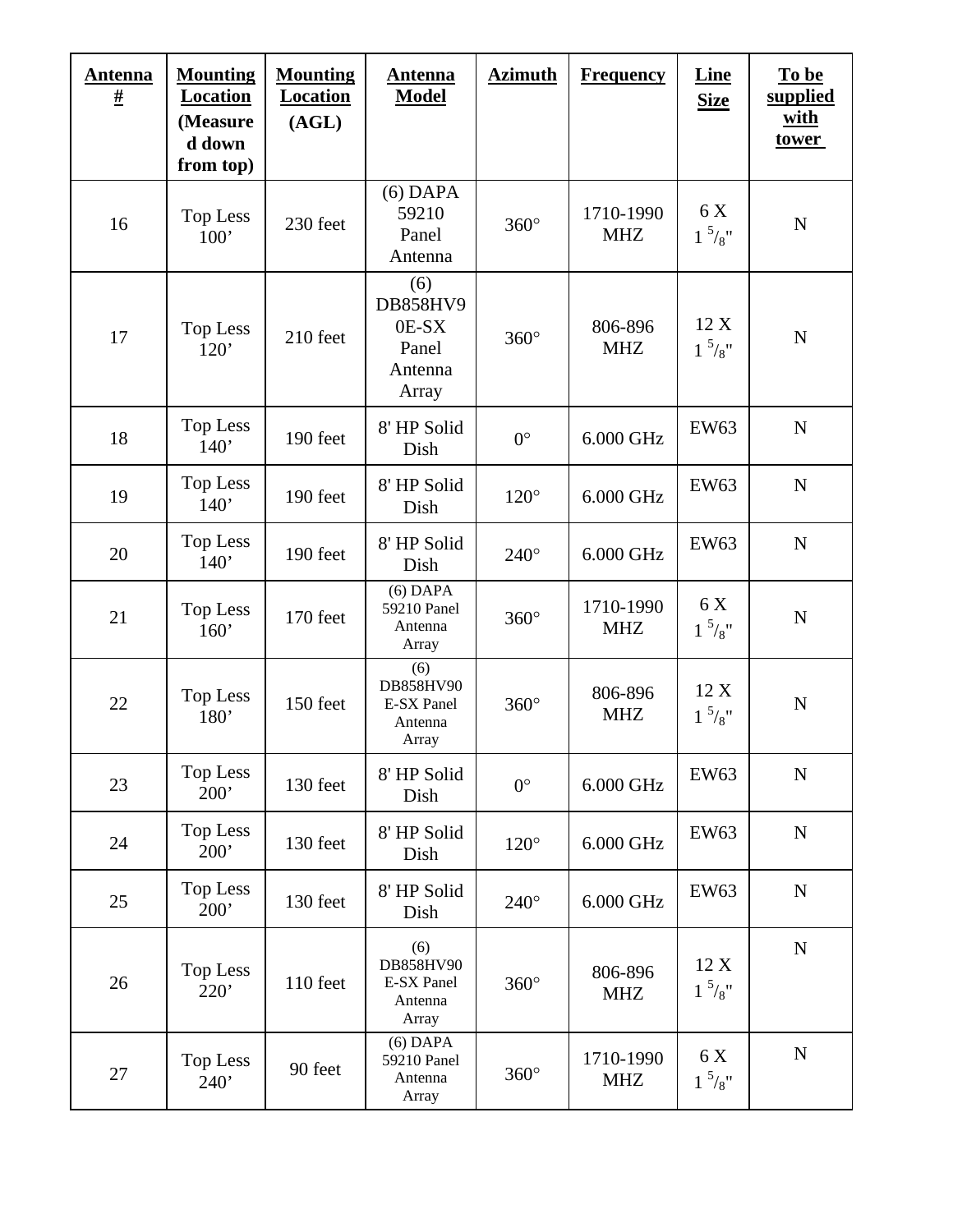| **Antenna #** | **Mounting Location (Measured down from top)** | **Mounting Location (AGL)** | **Antenna Model** | **Azimuth** | **Frequency** | **Line Size** | **To be supplied with tower** |
|---|---|---|---|---|---|---|---|
| 16 | Top Less 100’ | 230 feet | (6) DAPA 59210 Panel Antenna | 360° | 1710-1990 MHZ | 6 X 1 $^{5}/_{8}$" | N |
| 17 | Top Less 120’ | 210 feet | (6) DB858HV90E-SX Panel Antenna Array | 360° | 806-896 MHZ | 12 X 1 $^{5}/_{8}$" | N |
| 18 | Top Less 140’ | 190 feet | 8' HP Solid Dish | 0° | 6.000 GHz | EW63 | N |
| 19 | Top Less 140’ | 190 feet | 8' HP Solid Dish | 120° | 6.000 GHz | EW63 | N |
| 20 | Top Less 140’ | 190 feet | 8' HP Solid Dish | 240° | 6.000 GHz | EW63 | N |
| 21 | Top Less 160’ | 170 feet | (6) DAPA 59210 Panel Antenna Array | 360° | 1710-1990 MHZ | 6 X 1 $^{5}/_{8}$" | N |
| 22 | Top Less 180’ | 150 feet | (6) DB858HV90E-SX Panel Antenna Array | 360° | 806-896 MHZ | 12 X 1 $^{5}/_{8}$" | N |
| 23 | Top Less 200’ | 130 feet | 8' HP Solid Dish | 0° | 6.000 GHz | EW63 | N |
| 24 | Top Less 200’ | 130 feet | 8' HP Solid Dish | 120° | 6.000 GHz | EW63 | N |
| 25 | Top Less 200’ | 130 feet | 8' HP Solid Dish | 240° | 6.000 GHz | EW63 | N |
| 26 | Top Less 220’ | 110 feet | (6) DB858HV90E-SX Panel Antenna Array | 360° | 806-896 MHZ | 12 X 1 $^{5}/_{8}$" | N |
| 27 | Top Less 240’ | 90 feet | (6) DAPA 59210 Panel Antenna Array | 360° | 1710-1990 MHZ | 6 X 1 $^{5}/_{8}$" | N |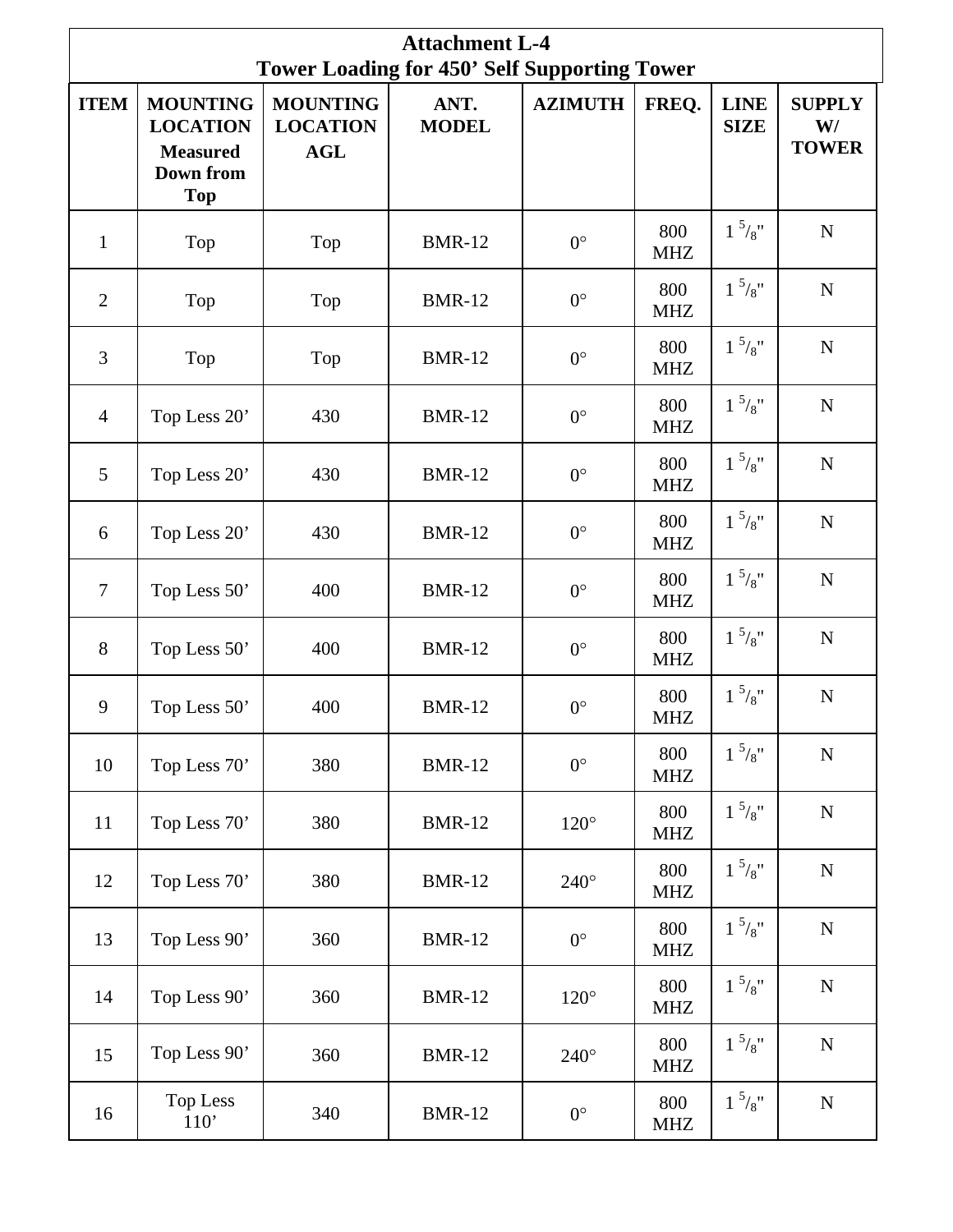# Attachment L-4
## Tower Loading for 450' Self Supporting Tower

| ITEM | MOUNTING LOCATION Measured Down from Top | MOUNTING LOCATION AGL | ANT. MODEL | AZIMUTH | FREQ. | LINE SIZE | SUPPLY W/ TOWER |
|---|---|---|---|---|---|---|---|
| 1 | Top | Top | BMR-12 | 0° | 800 MHZ | 1 $^{5}/_{8}$" | N |
| 2 | Top | Top | BMR-12 | 0° | 800 MHZ | 1 $^{5}/_{8}$" | N |
| 3 | Top | Top | BMR-12 | 0° | 800 MHZ | 1 $^{5}/_{8}$" | N |
| 4 | Top Less 20' | 430 | BMR-12 | 0° | 800 MHZ | 1 $^{5}/_{8}$" | N |
| 5 | Top Less 20' | 430 | BMR-12 | 0° | 800 MHZ | 1 $^{5}/_{8}$" | N |
| 6 | Top Less 20' | 430 | BMR-12 | 0° | 800 MHZ | 1 $^{5}/_{8}$" | N |
| 7 | Top Less 50' | 400 | BMR-12 | 0° | 800 MHZ | 1 $^{5}/_{8}$" | N |
| 8 | Top Less 50' | 400 | BMR-12 | 0° | 800 MHZ | 1 $^{5}/_{8}$" | N |
| 9 | Top Less 50' | 400 | BMR-12 | 0° | 800 MHZ | 1 $^{5}/_{8}$" | N |
| 10 | Top Less 70' | 380 | BMR-12 | 0° | 800 MHZ | 1 $^{5}/_{8}$" | N |
| 11 | Top Less 70' | 380 | BMR-12 | 120° | 800 MHZ | 1 $^{5}/_{8}$" | N |
| 12 | Top Less 70' | 380 | BMR-12 | 240° | 800 MHZ | 1 $^{5}/_{8}$" | N |
| 13 | Top Less 90' | 360 | BMR-12 | 0° | 800 MHZ | 1 $^{5}/_{8}$" | N |
| 14 | Top Less 90' | 360 | BMR-12 | 120° | 800 MHZ | 1 $^{5}/_{8}$" | N |
| 15 | Top Less 90' | 360 | BMR-12 | 240° | 800 MHZ | 1 $^{5}/_{8}$" | N |
| 16 | Top Less 110' | 340 | BMR-12 | 0° | 800 MHZ | 1 $^{5}/_{8}$" | N |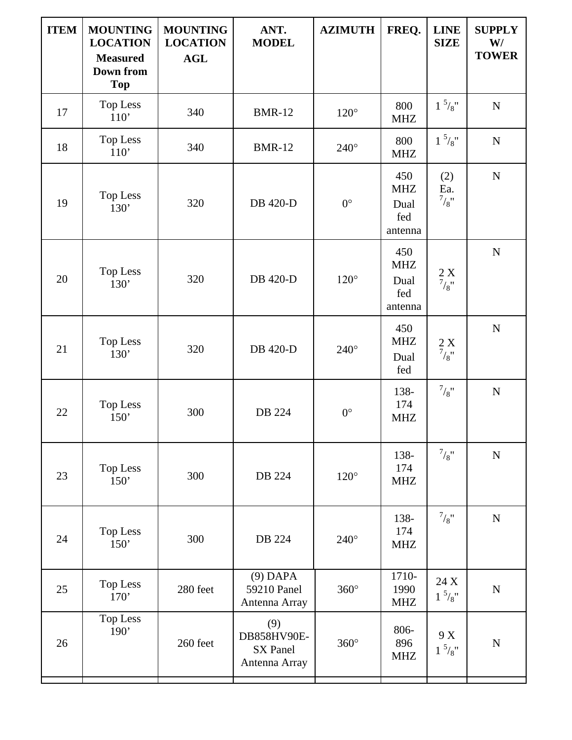| ITEM | MOUNTING LOCATION Measured Down from Top | MOUNTING LOCATION AGL | ANT. MODEL | AZIMUTH | FREQ. | LINE SIZE | SUPPLY W/ TOWER |
|---|---|---|---|---|---|---|---|
| 17 | Top Less 110’ | 340 | BMR-12 | 120° | 800 MHZ | 1 5/8" | N |
| 18 | Top Less 110’ | 340 | BMR-12 | 240° | 800 MHZ | 1 5/8" | N |
| 19 | Top Less 130’ | 320 | DB 420-D | 0° | 450 MHZ Dual fed antenna | (2) Ea. 7/8" | N |
| 20 | Top Less 130’ | 320 | DB 420-D | 120° | 450 MHZ Dual fed antenna | 2 X 7/8" | N |
| 21 | Top Less 130’ | 320 | DB 420-D | 240° | 450 MHZ Dual fed | 2 X 7/8" | N |
| 22 | Top Less 150’ | 300 | DB 224 | 0° | 138-174 MHZ | 7/8" | N |
| 23 | Top Less 150’ | 300 | DB 224 | 120° | 138-174 MHZ | 7/8" | N |
| 24 | Top Less 150’ | 300 | DB 224 | 240° | 138-174 MHZ | 7/8" | N |
| 25 | Top Less 170’ | 280 feet | (9) DAPA 59210 Panel Antenna Array | 360° | 1710-1990 MHZ | 24 X 1 5/8" | N |
| 26 | Top Less 190’ | 260 feet | (9) DB858HV90E-SX Panel Antenna Array | 360° | 806-896 MHZ | 9 X 1 5/8" | N |
| | | | | | | | |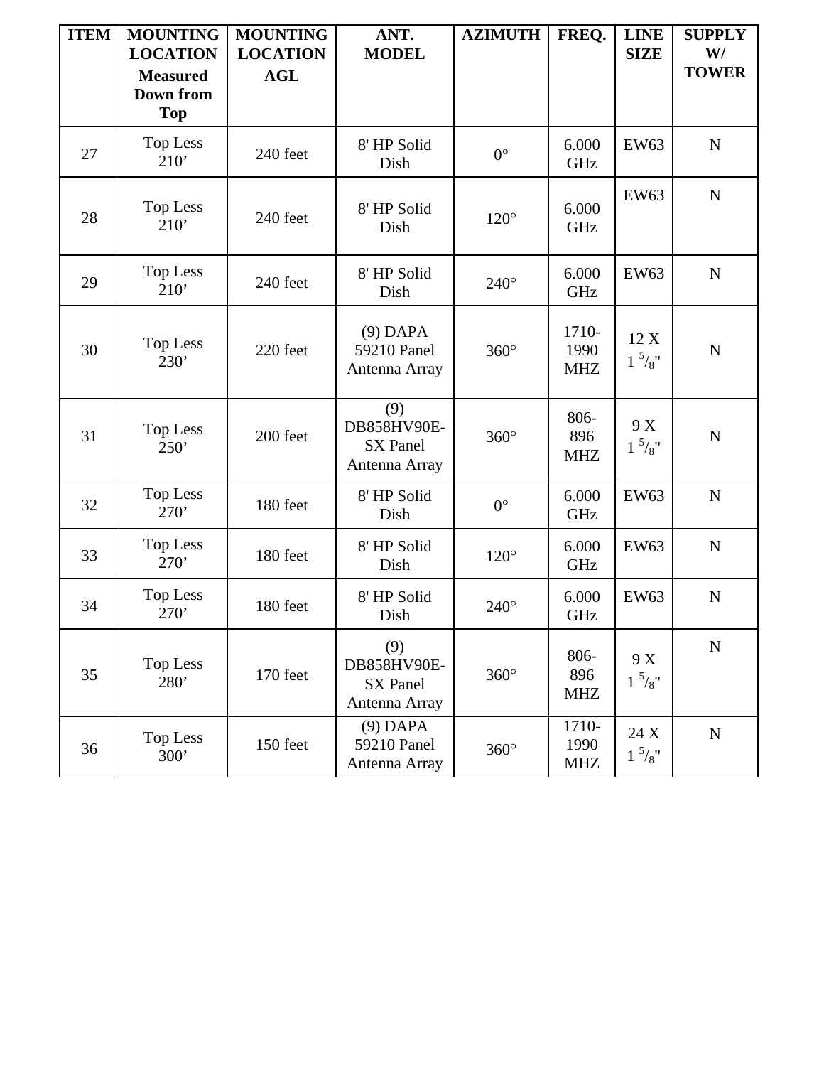| ITEM | MOUNTING LOCATION Measured Down from Top | MOUNTING LOCATION AGL | ANT. MODEL | AZIMUTH | FREQ. | LINE SIZE | SUPPLY W/ TOWER |
|---|---|---|---|---|---|---|---|
| 27 | Top Less 210’ | 240 feet | 8' HP Solid Dish | 0° | 6.000 GHz | EW63 | N |
| 28 | Top Less 210’ | 240 feet | 8' HP Solid Dish | 120° | 6.000 GHz | EW63 | N |
| 29 | Top Less 210’ | 240 feet | 8' HP Solid Dish | 240° | 6.000 GHz | EW63 | N |
| 30 | Top Less 230’ | 220 feet | (9) DAPA 59210 Panel Antenna Array | 360° | 1710-1990 MHZ | 12 X 1 5/8" | N |
| 31 | Top Less 250’ | 200 feet | (9) DB858HV90E-SX Panel Antenna Array | 360° | 806-896 MHZ | 9 X 1 5/8" | N |
| 32 | Top Less 270’ | 180 feet | 8' HP Solid Dish | 0° | 6.000 GHz | EW63 | N |
| 33 | Top Less 270’ | 180 feet | 8' HP Solid Dish | 120° | 6.000 GHz | EW63 | N |
| 34 | Top Less 270’ | 180 feet | 8' HP Solid Dish | 240° | 6.000 GHz | EW63 | N |
| 35 | Top Less 280’ | 170 feet | (9) DB858HV90E-SX Panel Antenna Array | 360° | 806-896 MHZ | 9 X 1 5/8" | N |
| 36 | Top Less 300’ | 150 feet | (9) DAPA 59210 Panel Antenna Array | 360° | 1710-1990 MHZ | 24 X 1 5/8" | N |